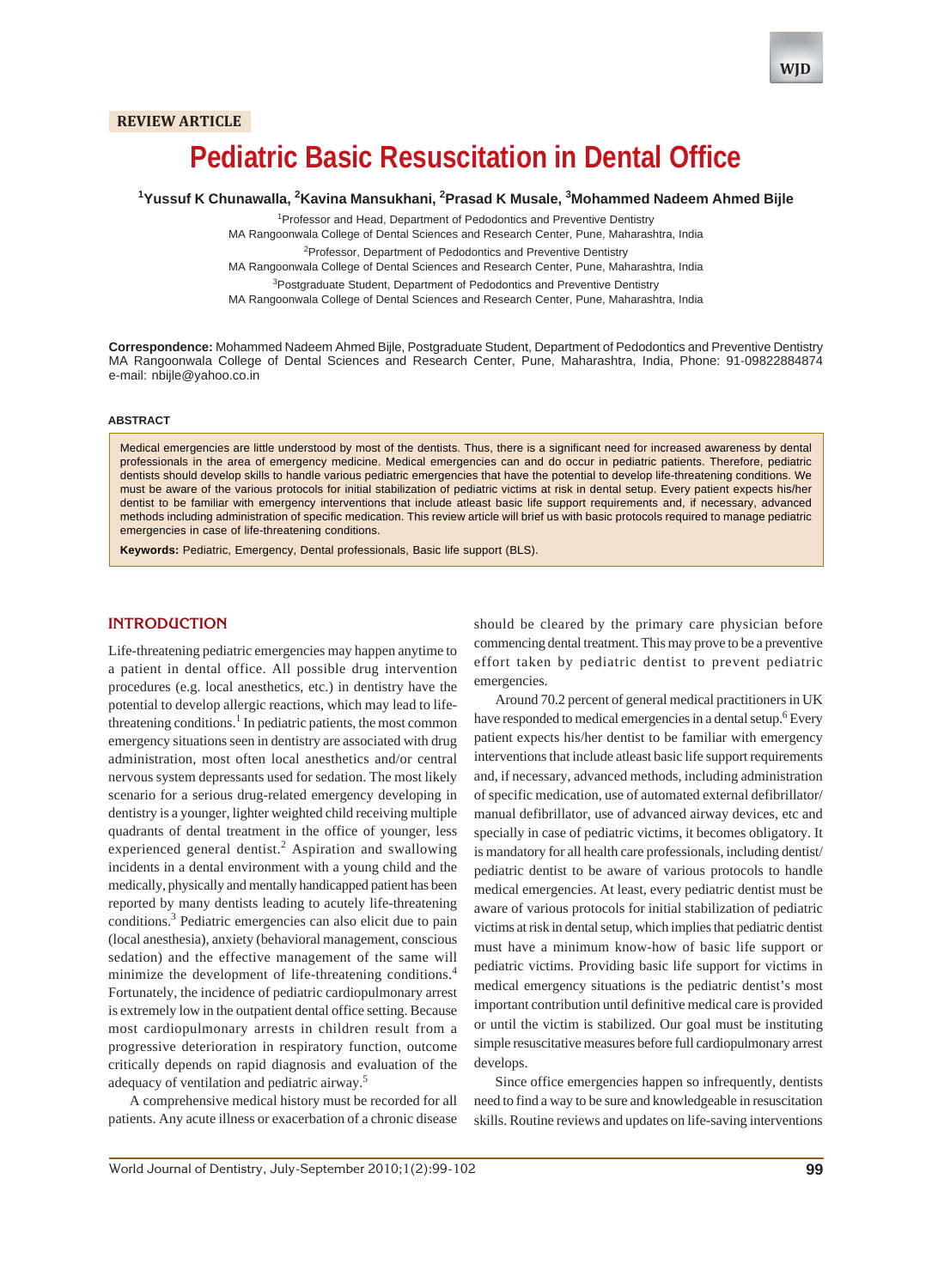REVIEW ARTICLE

# Pediatric Basic Resuscitation in Dental Office

[1]Yussuf K Chunawalla, [2]Kavina Mansukhani, [2]Prasad K Musale, [3]Mohammed Nadeem Ahmed Bijle

[1]Professor and Head, Department of Pedodontics and Preventive Dentistry
MA Rangoonwala College of Dental Sciences and Research Center, Pune, Maharashtra, India

[2]Professor, Department of Pedodontics and Preventive Dentistry
MA Rangoonwala College of Dental Sciences and Research Center, Pune, Maharashtra, India

[3]Postgraduate Student, Department of Pedodontics and Preventive Dentistry
MA Rangoonwala College of Dental Sciences and Research Center, Pune, Maharashtra, India

**Correspondence:** Mohammed Nadeem Ahmed Bijle, Postgraduate Student, Department of Pedodontics and Preventive Dentistry MA Rangoonwala College of Dental Sciences and Research Center, Pune, Maharashtra, India, Phone: 91-09822884874 e-mail: nbijle@yahoo.co.in

## ABSTRACT

Medical emergencies are little understood by most of the dentists. Thus, there is a significant need for increased awareness by dental professionals in the area of emergency medicine. Medical emergencies can and do occur in pediatric patients. Therefore, pediatric dentists should develop skills to handle various pediatric emergencies that have the potential to develop life-threatening conditions. We must be aware of the various protocols for initial stabilization of pediatric victims at risk in dental setup. Every patient expects his/her dentist to be familiar with emergency interventions that include atleast basic life support requirements and, if necessary, advanced methods including administration of specific medication. This review article will brief us with basic protocols required to manage pediatric emergencies in case of life-threatening conditions.

**Keywords:** Pediatric, Emergency, Dental professionals, Basic life support (BLS).

## INTRODUCTION

Life-threatening pediatric emergencies may happen anytime to a patient in dental office. All possible drug intervention procedures (e.g. local anesthetics, etc.) in dentistry have the potential to develop allergic reactions, which may lead to life-threatening conditions.[1] In pediatric patients, the most common emergency situations seen in dentistry are associated with drug administration, most often local anesthetics and/or central nervous system depressants used for sedation. The most likely scenario for a serious drug-related emergency developing in dentistry is a younger, lighter weighted child receiving multiple quadrants of dental treatment in the office of younger, less experienced general dentist.[2] Aspiration and swallowing incidents in a dental environment with a young child and the medically, physically and mentally handicapped patient has been reported by many dentists leading to acutely life-threatening conditions.[3] Pediatric emergencies can also elicit due to pain (local anesthesia), anxiety (behavioral management, conscious sedation) and the effective management of the same will minimize the development of life-threatening conditions.[4] Fortunately, the incidence of pediatric cardiopulmonary arrest is extremely low in the outpatient dental office setting. Because most cardiopulmonary arrests in children result from a progressive deterioration in respiratory function, outcome critically depends on rapid diagnosis and evaluation of the adequacy of ventilation and pediatric airway.[5]

A comprehensive medical history must be recorded for all patients. Any acute illness or exacerbation of a chronic disease should be cleared by the primary care physician before commencing dental treatment. This may prove to be a preventive effort taken by pediatric dentist to prevent pediatric emergencies.

Around 70.2 percent of general medical practitioners in UK have responded to medical emergencies in a dental setup.[6] Every patient expects his/her dentist to be familiar with emergency interventions that include atleast basic life support requirements and, if necessary, advanced methods, including administration of specific medication, use of automated external defibrillator/ manual defibrillator, use of advanced airway devices, etc and specially in case of pediatric victims, it becomes obligatory. It is mandatory for all health care professionals, including dentist/ pediatric dentist to be aware of various protocols to handle medical emergencies. At least, every pediatric dentist must be aware of various protocols for initial stabilization of pediatric victims at risk in dental setup, which implies that pediatric dentist must have a minimum know-how of basic life support or pediatric victims. Providing basic life support for victims in medical emergency situations is the pediatric dentist's most important contribution until definitive medical care is provided or until the victim is stabilized. Our goal must be instituting simple resuscitative measures before full cardiopulmonary arrest develops.

Since office emergencies happen so infrequently, dentists need to find a way to be sure and knowledgeable in resuscitation skills. Routine reviews and updates on life-saving interventions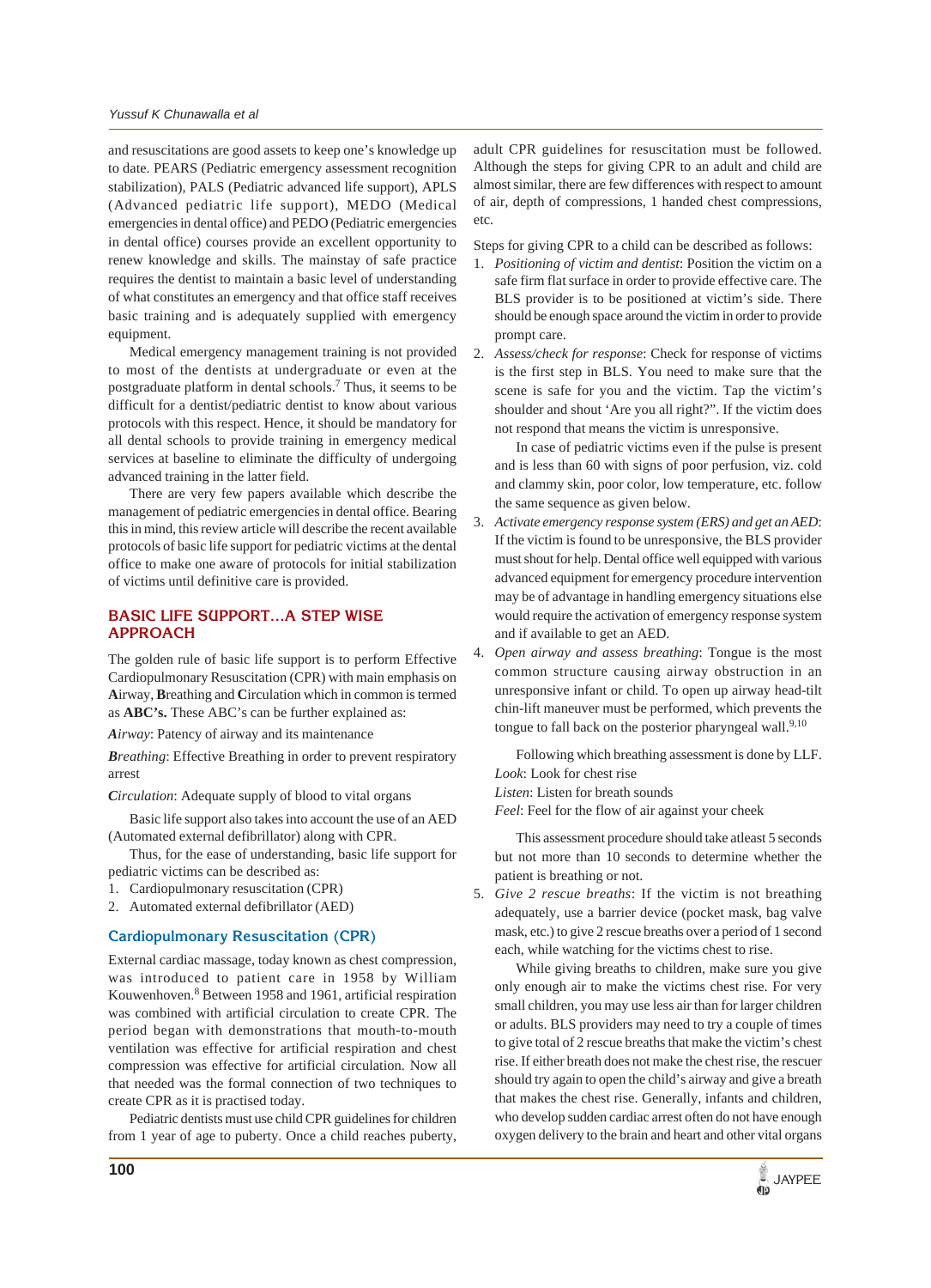and resuscitations are good assets to keep one's knowledge up to date. PEARS (Pediatric emergency assessment recognition stabilization), PALS (Pediatric advanced life support), APLS (Advanced pediatric life support), MEDO (Medical emergencies in dental office) and PEDO (Pediatric emergencies in dental office) courses provide an excellent opportunity to renew knowledge and skills. The mainstay of safe practice requires the dentist to maintain a basic level of understanding of what constitutes an emergency and that office staff receives basic training and is adequately supplied with emergency equipment.

Medical emergency management training is not provided to most of the dentists at undergraduate or even at the postgraduate platform in dental schools.[7] Thus, it seems to be difficult for a dentist/pediatric dentist to know about various protocols with this respect. Hence, it should be mandatory for all dental schools to provide training in emergency medical services at baseline to eliminate the difficulty of undergoing advanced training in the latter field.

There are very few papers available which describe the management of pediatric emergencies in dental office. Bearing this in mind, this review article will describe the recent available protocols of basic life support for pediatric victims at the dental office to make one aware of protocols for initial stabilization of victims until definitive care is provided.

## BASIC LIFE SUPPORT...A STEP WISE APPROACH

The golden rule of basic life support is to perform Effective Cardiopulmonary Resuscitation (CPR) with main emphasis on **A**irway, **B**reathing and **C**irculation which in common is termed as **ABC's.** These ABC's can be further explained as:

***A****irway*: Patency of airway and its maintenance

***B****reathing*: Effective Breathing in order to prevent respiratory arrest

***C****irculation*: Adequate supply of blood to vital organs

Basic life support also takes into account the use of an AED (Automated external defibrillator) along with CPR.

Thus, for the ease of understanding, basic life support for pediatric victims can be described as:

1. Cardiopulmonary resuscitation (CPR)
2. Automated external defibrillator (AED)

### Cardiopulmonary Resuscitation (CPR)

External cardiac massage, today known as chest compression, was introduced to patient care in 1958 by William Kouwenhoven.[8] Between 1958 and 1961, artificial respiration was combined with artificial circulation to create CPR. The period began with demonstrations that mouth-to-mouth ventilation was effective for artificial respiration and chest compression was effective for artificial circulation. Now all that needed was the formal connection of two techniques to create CPR as it is practised today.

Pediatric dentists must use child CPR guidelines for children from 1 year of age to puberty. Once a child reaches puberty, adult CPR guidelines for resuscitation must be followed. Although the steps for giving CPR to an adult and child are almost similar, there are few differences with respect to amount of air, depth of compressions, 1 handed chest compressions, etc.

Steps for giving CPR to a child can be described as follows:

1. *Positioning of victim and dentist*: Position the victim on a safe firm flat surface in order to provide effective care. The BLS provider is to be positioned at victim's side. There should be enough space around the victim in order to provide prompt care.
2. *Assess/check for response*: Check for response of victims is the first step in BLS. You need to make sure that the scene is safe for you and the victim. Tap the victim's shoulder and shout 'Are you all right?". If the victim does not respond that means the victim is unresponsive.

   In case of pediatric victims even if the pulse is present and is less than 60 with signs of poor perfusion, viz. cold and clammy skin, poor color, low temperature, etc. follow the same sequence as given below.
3. *Activate emergency response system (ERS) and get an AED*: If the victim is found to be unresponsive, the BLS provider must shout for help. Dental office well equipped with various advanced equipment for emergency procedure intervention may be of advantage in handling emergency situations else would require the activation of emergency response system and if available to get an AED.
4. *Open airway and assess breathing*: Tongue is the most common structure causing airway obstruction in an unresponsive infant or child. To open up airway head-tilt chin-lift maneuver must be performed, which prevents the tongue to fall back on the posterior pharyngeal wall.[9,10]

   Following which breathing assessment is done by LLF.
   *Look*: Look for chest rise
   *Listen*: Listen for breath sounds
   *Feel*: Feel for the flow of air against your cheek

   This assessment procedure should take atleast 5 seconds but not more than 10 seconds to determine whether the patient is breathing or not.
5. *Give 2 rescue breaths*: If the victim is not breathing adequately, use a barrier device (pocket mask, bag valve mask, etc.) to give 2 rescue breaths over a period of 1 second each, while watching for the victims chest to rise.

   While giving breaths to children, make sure you give only enough air to make the victims chest rise. For very small children, you may use less air than for larger children or adults. BLS providers may need to try a couple of times to give total of 2 rescue breaths that make the victim's chest rise. If either breath does not make the chest rise, the rescuer should try again to open the child's airway and give a breath that makes the chest rise. Generally, infants and children, who develop sudden cardiac arrest often do not have enough oxygen delivery to the brain and heart and other vital organs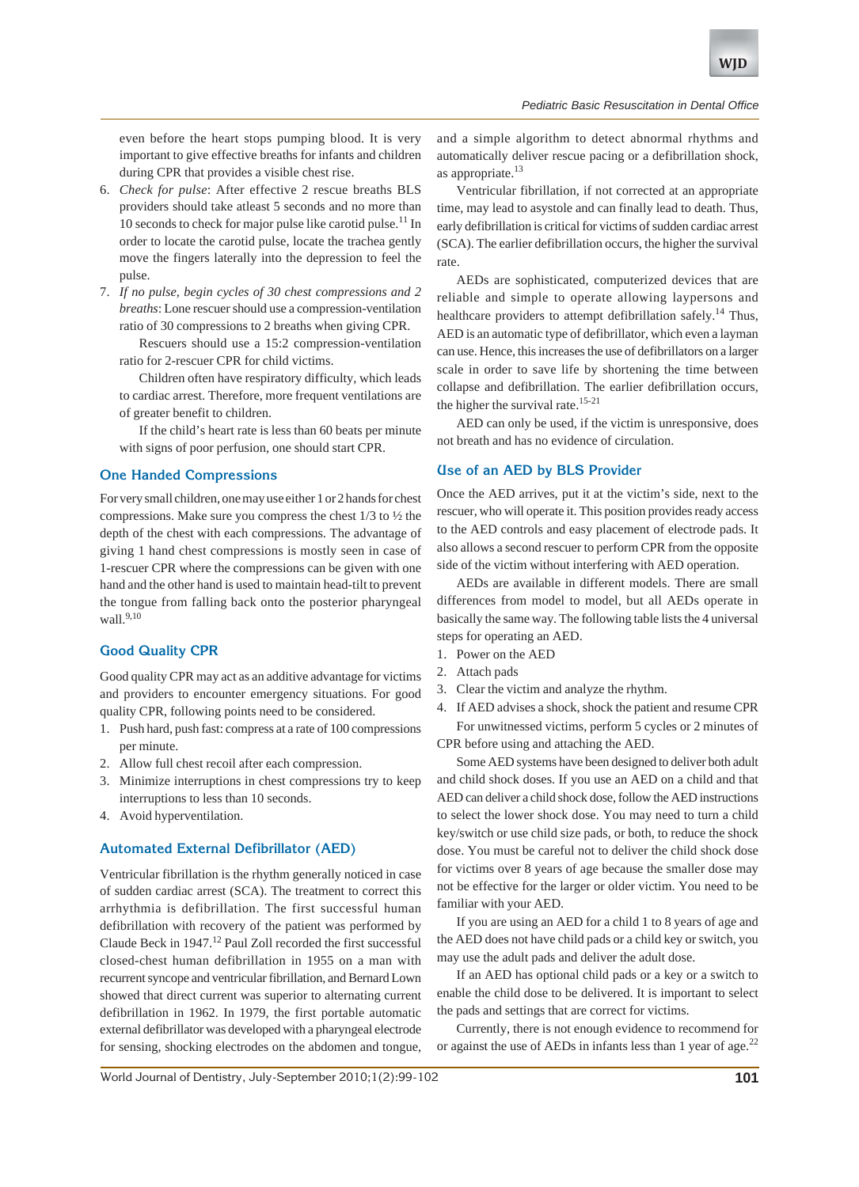even before the heart stops pumping blood. It is very important to give effective breaths for infants and children during CPR that provides a visible chest rise.

6. *Check for pulse*: After effective 2 rescue breaths BLS providers should take atleast 5 seconds and no more than 10 seconds to check for major pulse like carotid pulse.[11] In order to locate the carotid pulse, locate the trachea gently move the fingers laterally into the depression to feel the pulse.
7. *If no pulse, begin cycles of 30 chest compressions and 2 breaths*: Lone rescuer should use a compression-ventilation ratio of 30 compressions to 2 breaths when giving CPR.

   Rescuers should use a 15:2 compression-ventilation ratio for 2-rescuer CPR for child victims.

   Children often have respiratory difficulty, which leads to cardiac arrest. Therefore, more frequent ventilations are of greater benefit to children.

   If the child's heart rate is less than 60 beats per minute with signs of poor perfusion, one should start CPR.

## One Handed Compressions

For very small children, one may use either 1 or 2 hands for chest compressions. Make sure you compress the chest 1/3 to ½ the depth of the chest with each compressions. The advantage of giving 1 hand chest compressions is mostly seen in case of 1-rescuer CPR where the compressions can be given with one hand and the other hand is used to maintain head-tilt to prevent the tongue from falling back onto the posterior pharyngeal wall.[9,10]

## Good Quality CPR

Good quality CPR may act as an additive advantage for victims and providers to encounter emergency situations. For good quality CPR, following points need to be considered.

1. Push hard, push fast: compress at a rate of 100 compressions per minute.
2. Allow full chest recoil after each compression.
3. Minimize interruptions in chest compressions try to keep interruptions to less than 10 seconds.
4. Avoid hyperventilation.

## Automated External Defibrillator (AED)

Ventricular fibrillation is the rhythm generally noticed in case of sudden cardiac arrest (SCA). The treatment to correct this arrhythmia is defibrillation. The first successful human defibrillation with recovery of the patient was performed by Claude Beck in 1947.[12] Paul Zoll recorded the first successful closed-chest human defibrillation in 1955 on a man with recurrent syncope and ventricular fibrillation, and Bernard Lown showed that direct current was superior to alternating current defibrillation in 1962. In 1979, the first portable automatic external defibrillator was developed with a pharyngeal electrode for sensing, shocking electrodes on the abdomen and tongue, and a simple algorithm to detect abnormal rhythms and automatically deliver rescue pacing or a defibrillation shock, as appropriate.[13]

Ventricular fibrillation, if not corrected at an appropriate time, may lead to asystole and can finally lead to death. Thus, early defibrillation is critical for victims of sudden cardiac arrest (SCA). The earlier defibrillation occurs, the higher the survival rate.

AEDs are sophisticated, computerized devices that are reliable and simple to operate allowing laypersons and healthcare providers to attempt defibrillation safely.[14] Thus, AED is an automatic type of defibrillator, which even a layman can use. Hence, this increases the use of defibrillators on a larger scale in order to save life by shortening the time between collapse and defibrillation. The earlier defibrillation occurs, the higher the survival rate.[15-21]

AED can only be used, if the victim is unresponsive, does not breath and has no evidence of circulation.

## Use of an AED by BLS Provider

Once the AED arrives, put it at the victim's side, next to the rescuer, who will operate it. This position provides ready access to the AED controls and easy placement of electrode pads. It also allows a second rescuer to perform CPR from the opposite side of the victim without interfering with AED operation.

AEDs are available in different models. There are small differences from model to model, but all AEDs operate in basically the same way. The following table lists the 4 universal steps for operating an AED.

1. Power on the AED
2. Attach pads
3. Clear the victim and analyze the rhythm.
4. If AED advises a shock, shock the patient and resume CPR

For unwitnessed victims, perform 5 cycles or 2 minutes of CPR before using and attaching the AED.

Some AED systems have been designed to deliver both adult and child shock doses. If you use an AED on a child and that AED can deliver a child shock dose, follow the AED instructions to select the lower shock dose. You may need to turn a child key/switch or use child size pads, or both, to reduce the shock dose. You must be careful not to deliver the child shock dose for victims over 8 years of age because the smaller dose may not be effective for the larger or older victim. You need to be familiar with your AED.

If you are using an AED for a child 1 to 8 years of age and the AED does not have child pads or a child key or switch, you may use the adult pads and deliver the adult dose.

If an AED has optional child pads or a key or a switch to enable the child dose to be delivered. It is important to select the pads and settings that are correct for victims.

Currently, there is not enough evidence to recommend for or against the use of AEDs in infants less than 1 year of age.[22]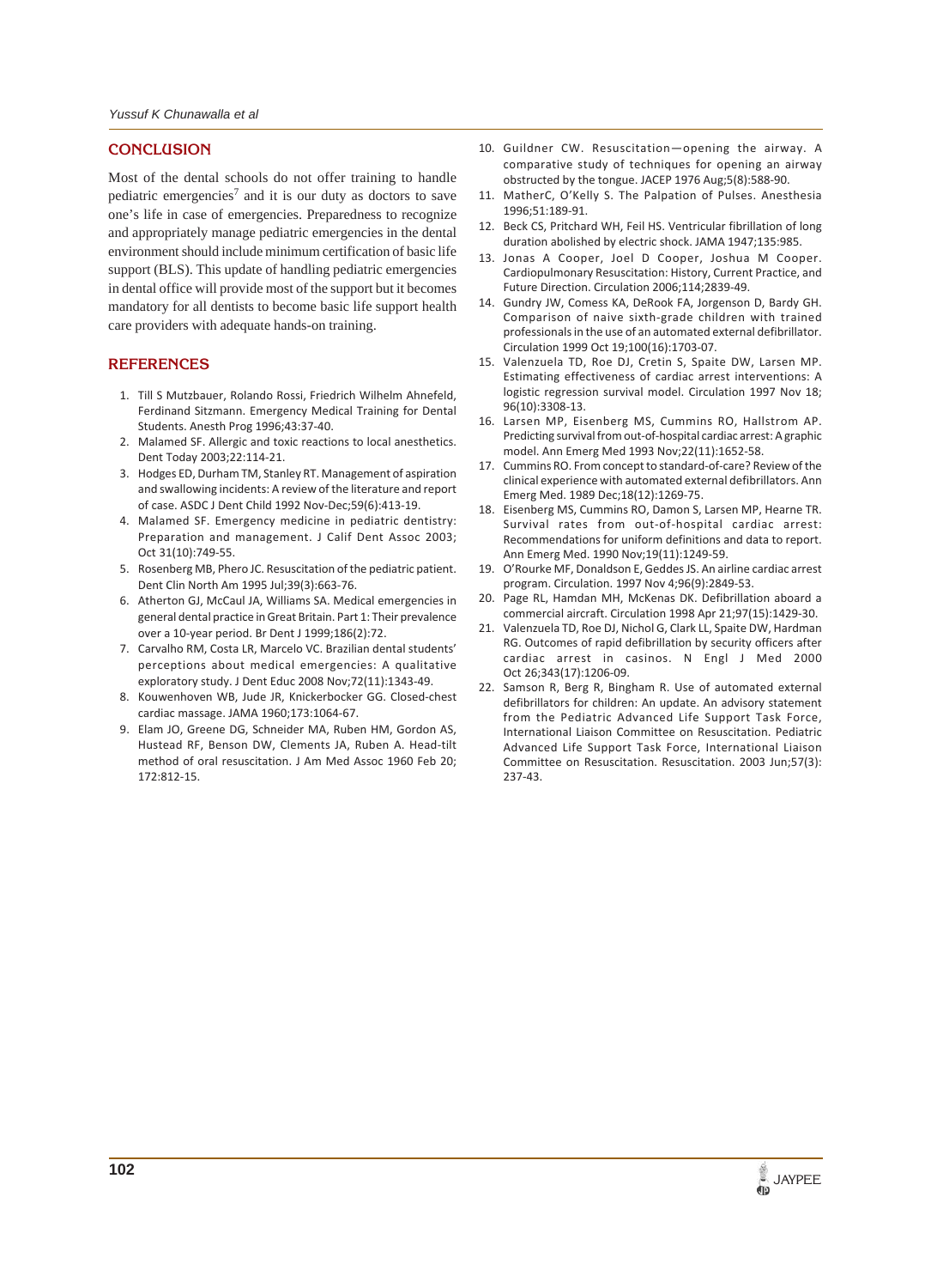## CONCLUSION

Most of the dental schools do not offer training to handle pediatric emergencies[7] and it is our duty as doctors to save one's life in case of emergencies. Preparedness to recognize and appropriately manage pediatric emergencies in the dental environment should include minimum certification of basic life support (BLS). This update of handling pediatric emergencies in dental office will provide most of the support but it becomes mandatory for all dentists to become basic life support health care providers with adequate hands-on training.

## REFERENCES

1. Till S Mutzbauer, Rolando Rossi, Friedrich Wilhelm Ahnefeld, Ferdinand Sitzmann. Emergency Medical Training for Dental Students. Anesth Prog 1996;43:37-40.
2. Malamed SF. Allergic and toxic reactions to local anesthetics. Dent Today 2003;22:114-21.
3. Hodges ED, Durham TM, Stanley RT. Management of aspiration and swallowing incidents: A review of the literature and report of case. ASDC J Dent Child 1992 Nov-Dec;59(6):413-19.
4. Malamed SF. Emergency medicine in pediatric dentistry: Preparation and management. J Calif Dent Assoc 2003; Oct 31(10):749-55.
5. Rosenberg MB, Phero JC. Resuscitation of the pediatric patient. Dent Clin North Am 1995 Jul;39(3):663-76.
6. Atherton GJ, McCaul JA, Williams SA. Medical emergencies in general dental practice in Great Britain. Part 1: Their prevalence over a 10-year period. Br Dent J 1999;186(2):72.
7. Carvalho RM, Costa LR, Marcelo VC. Brazilian dental students' perceptions about medical emergencies: A qualitative exploratory study. J Dent Educ 2008 Nov;72(11):1343-49.
8. Kouwenhoven WB, Jude JR, Knickerbocker GG. Closed-chest cardiac massage. JAMA 1960;173:1064-67.
9. Elam JO, Greene DG, Schneider MA, Ruben HM, Gordon AS, Hustead RF, Benson DW, Clements JA, Ruben A. Head-tilt method of oral resuscitation. J Am Med Assoc 1960 Feb 20; 172:812-15.
10. Guildner CW. Resuscitation—opening the airway. A comparative study of techniques for opening an airway obstructed by the tongue. JACEP 1976 Aug;5(8):588-90.
11. MatherC, O'Kelly S. The Palpation of Pulses. Anesthesia 1996;51:189-91.
12. Beck CS, Pritchard WH, Feil HS. Ventricular fibrillation of long duration abolished by electric shock. JAMA 1947;135:985.
13. Jonas A Cooper, Joel D Cooper, Joshua M Cooper. Cardiopulmonary Resuscitation: History, Current Practice, and Future Direction. Circulation 2006;114;2839-49.
14. Gundry JW, Comess KA, DeRook FA, Jorgenson D, Bardy GH. Comparison of naive sixth-grade children with trained professionals in the use of an automated external defibrillator. Circulation 1999 Oct 19;100(16):1703-07.
15. Valenzuela TD, Roe DJ, Cretin S, Spaite DW, Larsen MP. Estimating effectiveness of cardiac arrest interventions: A logistic regression survival model. Circulation 1997 Nov 18; 96(10):3308-13.
16. Larsen MP, Eisenberg MS, Cummins RO, Hallstrom AP. Predicting survival from out-of-hospital cardiac arrest: A graphic model. Ann Emerg Med 1993 Nov;22(11):1652-58.
17. Cummins RO. From concept to standard-of-care? Review of the clinical experience with automated external defibrillators. Ann Emerg Med. 1989 Dec;18(12):1269-75.
18. Eisenberg MS, Cummins RO, Damon S, Larsen MP, Hearne TR. Survival rates from out-of-hospital cardiac arrest: Recommendations for uniform definitions and data to report. Ann Emerg Med. 1990 Nov;19(11):1249-59.
19. O'Rourke MF, Donaldson E, Geddes JS. An airline cardiac arrest program. Circulation. 1997 Nov 4;96(9):2849-53.
20. Page RL, Hamdan MH, McKenas DK. Defibrillation aboard a commercial aircraft. Circulation 1998 Apr 21;97(15):1429-30.
21. Valenzuela TD, Roe DJ, Nichol G, Clark LL, Spaite DW, Hardman RG. Outcomes of rapid defibrillation by security officers after cardiac arrest in casinos. N Engl J Med 2000 Oct 26;343(17):1206-09.
22. Samson R, Berg R, Bingham R. Use of automated external defibrillators for children: An update. An advisory statement from the Pediatric Advanced Life Support Task Force, International Liaison Committee on Resuscitation. Pediatric Advanced Life Support Task Force, International Liaison Committee on Resuscitation. Resuscitation. 2003 Jun;57(3): 237-43.